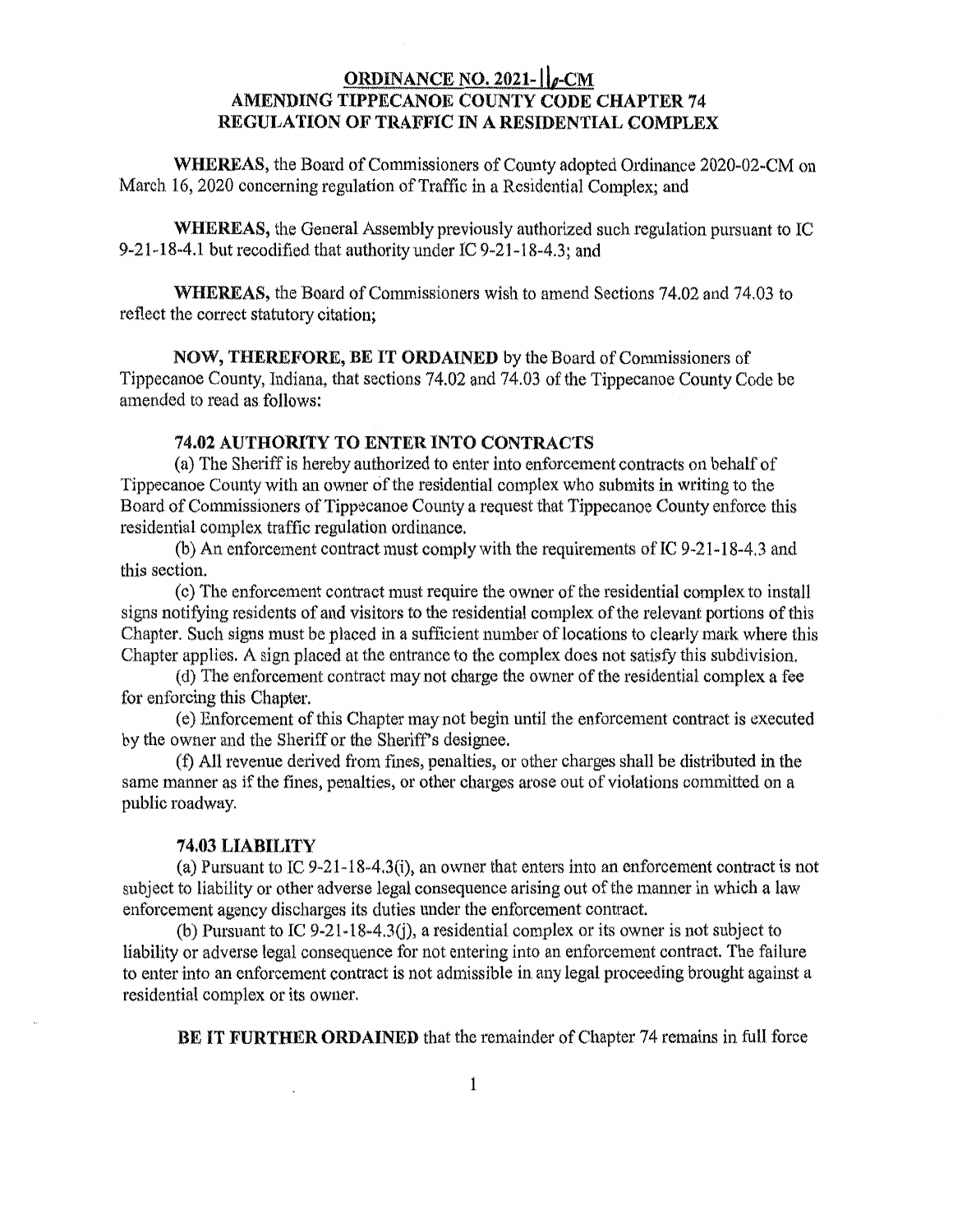# ORDINANCE NO. 2021-16-CM
# AMENDING TIPPECANOE COUNTY CODE CHAPTER 74
# REGULATION OF TRAFFIC IN A RESIDENTIAL COMPLEX

**WHEREAS,** the Board of Commissioners of County adopted Ordinance 2020-02-CM on March 16, 2020 concerning regulation of Traffic in a Residential Complex; and

**WHEREAS,** the General Assembly previously authorized such regulation pursuant to IC 9-21-18-4.1 but recodified that authority under IC 9-21-18-4.3; and

**WHEREAS,** the Board of Commissioners wish to amend Sections 74.02 and 74.03 to reflect the correct statutory citation;

**NOW, THEREFORE, BE IT ORDAINED** by the Board of Commissioners of Tippecanoe County, Indiana, that sections 74.02 and 74.03 of the Tippecanoe County Code be amended to read as follows:

### 74.02 AUTHORITY TO ENTER INTO CONTRACTS

(a) The Sheriff is hereby authorized to enter into enforcement contracts on behalf of Tippecanoe County with an owner of the residential complex who submits in writing to the Board of Commissioners of Tippecanoe County a request that Tippecanoe County enforce this residential complex traffic regulation ordinance.

(b) An enforcement contract must comply with the requirements of IC 9-21-18-4.3 and this section.

(c) The enforcement contract must require the owner of the residential complex to install signs notifying residents of and visitors to the residential complex of the relevant portions of this Chapter. Such signs must be placed in a sufficient number of locations to clearly mark where this Chapter applies. A sign placed at the entrance to the complex does not satisfy this subdivision.

(d) The enforcement contract may not charge the owner of the residential complex a fee for enforcing this Chapter.

(e) Enforcement of this Chapter may not begin until the enforcement contract is executed by the owner and the Sheriff or the Sheriff's designee.

(f) All revenue derived from fines, penalties, or other charges shall be distributed in the same manner as if the fines, penalties, or other charges arose out of violations committed on a public roadway.

### 74.03 LIABILITY

(a) Pursuant to IC 9-21-18-4.3(i), an owner that enters into an enforcement contract is not subject to liability or other adverse legal consequence arising out of the manner in which a law enforcement agency discharges its duties under the enforcement contract.

(b) Pursuant to IC 9-21-18-4.3(j), a residential complex or its owner is not subject to liability or adverse legal consequence for not entering into an enforcement contract. The failure to enter into an enforcement contract is not admissible in any legal proceeding brought against a residential complex or its owner.

**BE IT FURTHER ORDAINED** that the remainder of Chapter 74 remains in full force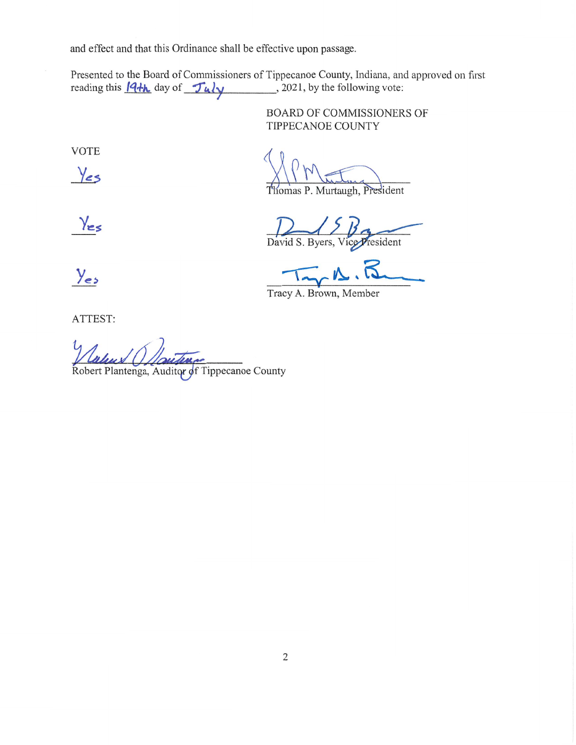and effect and that this Ordinance shall be effective upon passage.

Presented to the Board of Commissioners of Tippecanoe County, Indiana, and approved on first reading this 19th day of July, 2021, by the following vote:

BOARD OF COMMISSIONERS OF TIPPECANOE COUNTY

| VOTE | |
|---|---|
| Yes | Thomas P. Murtaugh, President |
| Yes | David S. Byers, Vice President |
| Yes | Tracy A. Brown, Member |

ATTEST:

Robert Plantenga, Auditor of Tippecanoe County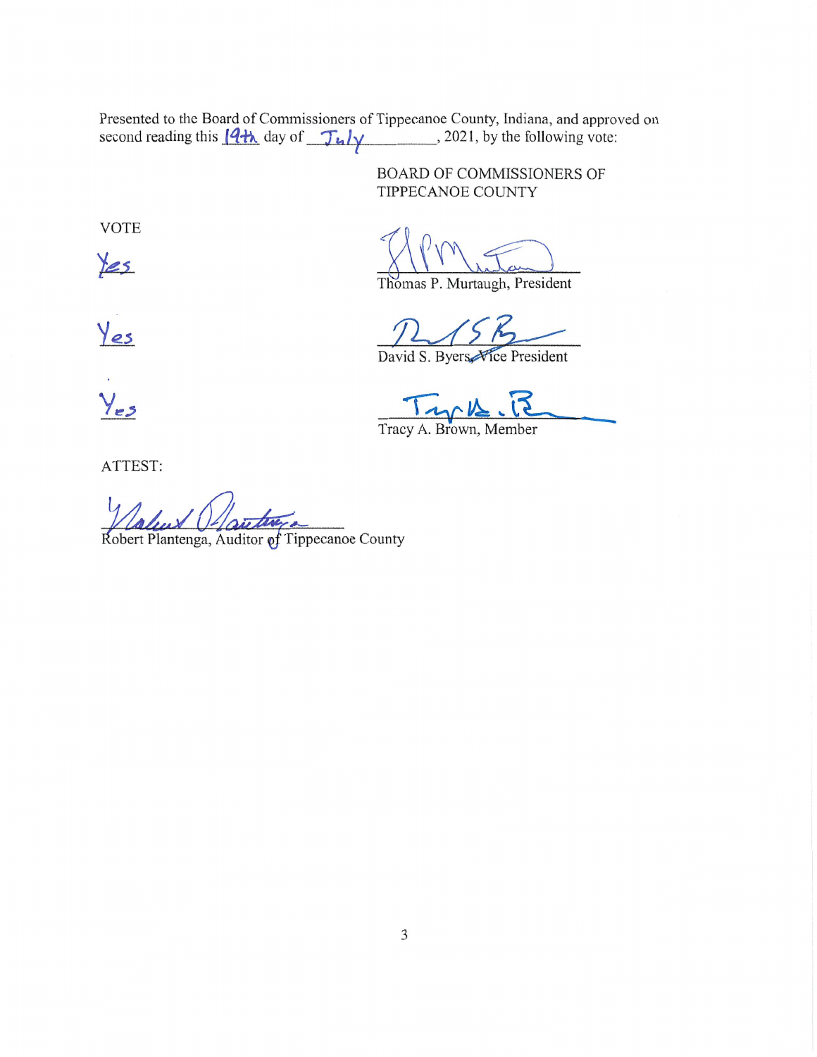Presented to the Board of Commissioners of Tippecanoe County, Indiana, and approved on second reading this 19th day of July, 2021, by the following vote:

BOARD OF COMMISSIONERS OF
TIPPECANOE COUNTY

| VOTE | |
|---|---|
| Yes | Thomas P. Murtaugh, President |
| Yes | David S. Byers, Vice President |
| Yes | Tracy A. Brown, Member |

ATTEST:

Robert Plantenga, Auditor of Tippecanoe County